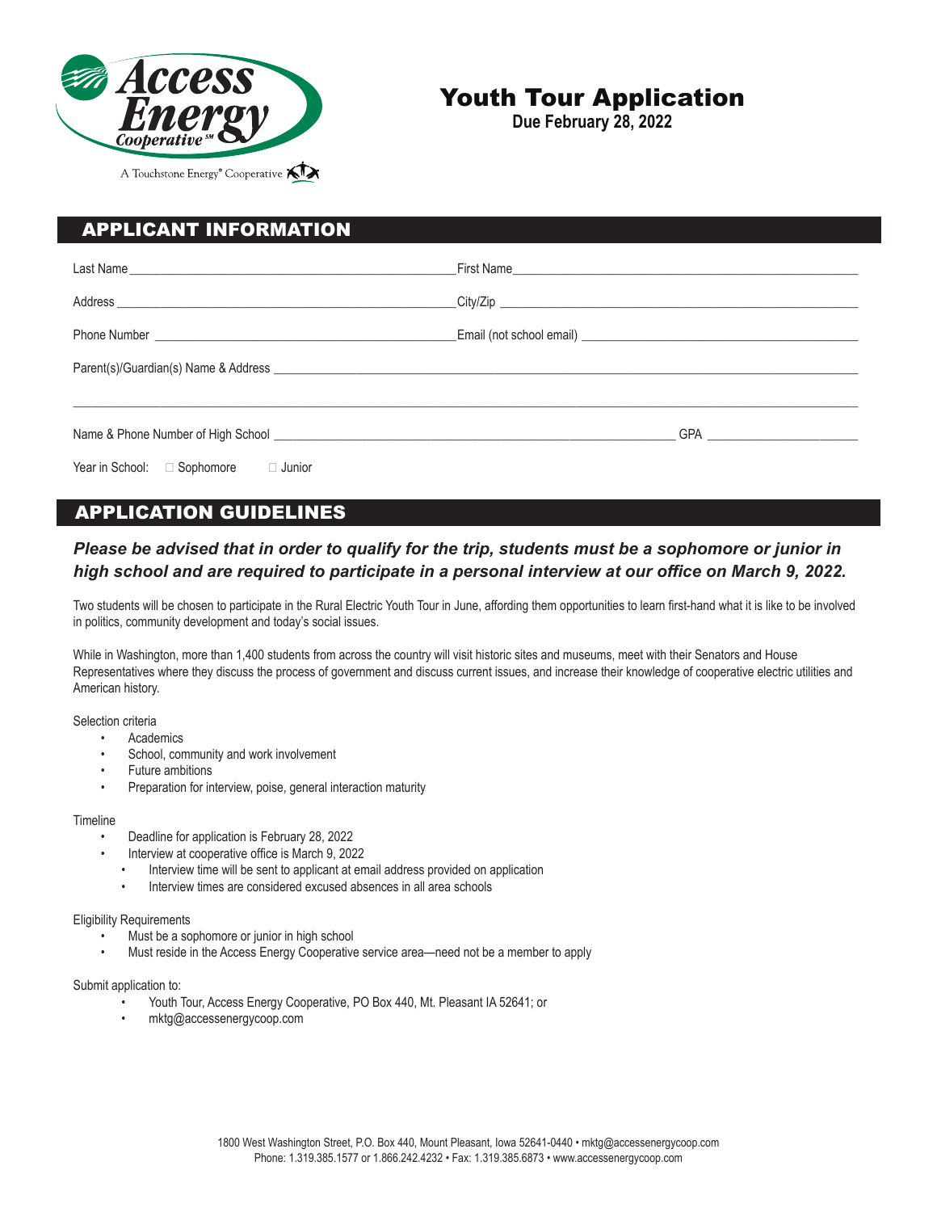Access Energy Cooperative[SM]

A Touchstone Energy® Cooperative

# Youth Tour Application

**Due February 28, 2022**

## APPLICANT INFORMATION

Last Name ____________________ First Name ____________________

Address ____________________ City/Zip ____________________

Phone Number ____________________ Email (not school email) ____________________

Parent(s)/Guardian(s) Name & Address ________________________________________

________________________________________

Name & Phone Number of High School ____________________ GPA __________

Year in School: ☐ Sophomore ☐ Junior

## APPLICATION GUIDELINES

***Please be advised that in order to qualify for the trip, students must be a sophomore or junior in high school and are required to participate in a personal interview at our office on March 9, 2022.***

Two students will be chosen to participate in the Rural Electric Youth Tour in June, affording them opportunities to learn first-hand what it is like to be involved in politics, community development and today's social issues.

While in Washington, more than 1,400 students from across the country will visit historic sites and museums, meet with their Senators and House Representatives where they discuss the process of government and discuss current issues, and increase their knowledge of cooperative electric utilities and American history.

Selection criteria

- Academics
- School, community and work involvement
- Future ambitions
- Preparation for interview, poise, general interaction maturity

Timeline

- Deadline for application is February 28, 2022
- Interview at cooperative office is March 9, 2022
  - Interview time will be sent to applicant at email address provided on application
  - Interview times are considered excused absences in all area schools

Eligibility Requirements

- Must be a sophomore or junior in high school
- Must reside in the Access Energy Cooperative service area—need not be a member to apply

Submit application to:

- Youth Tour, Access Energy Cooperative, PO Box 440, Mt. Pleasant IA 52641; or
- mktg@accessenergycoop.com

1800 West Washington Street, P.O. Box 440, Mount Pleasant, Iowa 52641-0440 • mktg@accessenergycoop.com
Phone: 1.319.385.1577 or 1.866.242.4232 • Fax: 1.319.385.6873 • www.accessenergycoop.com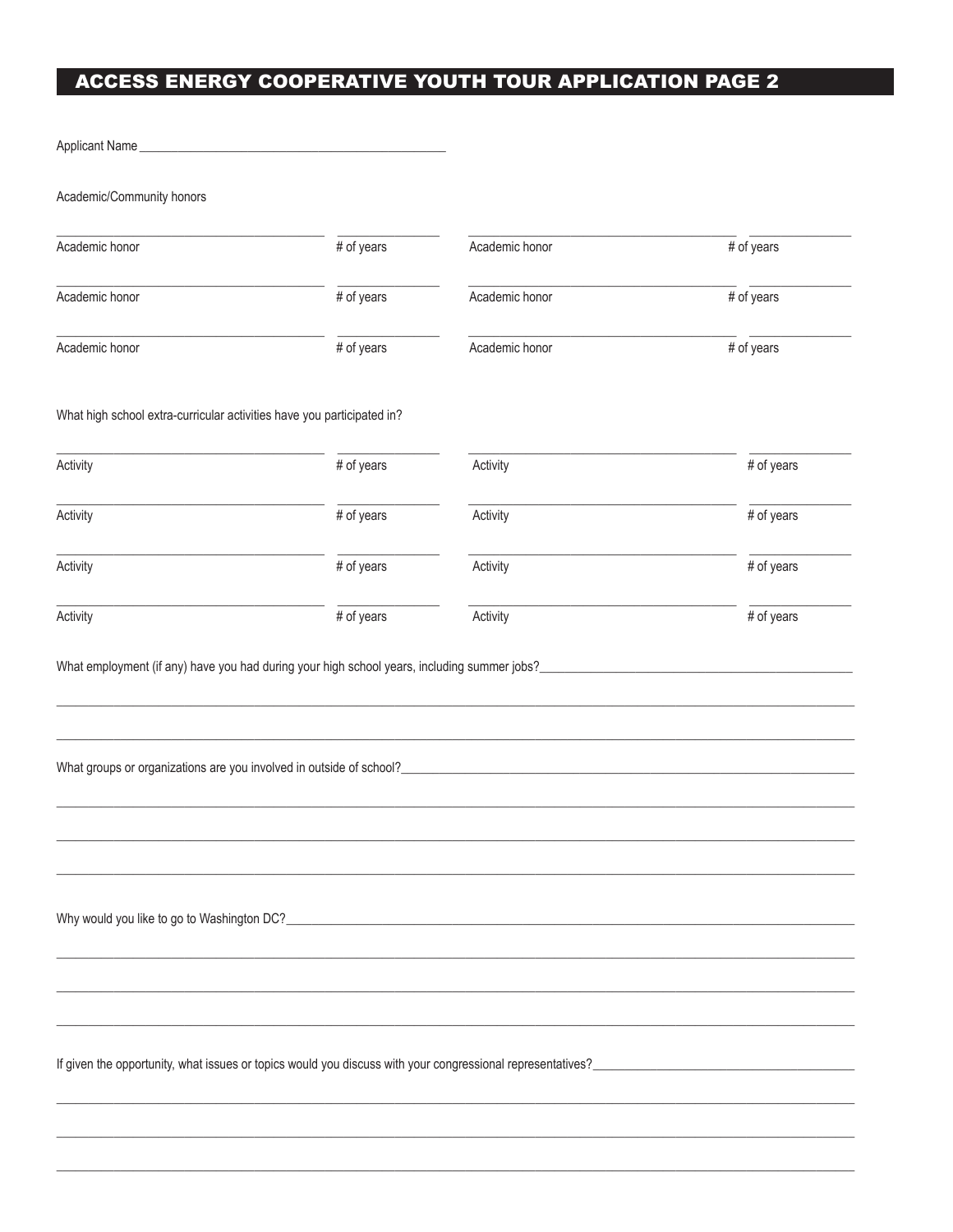# ACCESS ENERGY COOPERATIVE YOUTH TOUR APPLICATION PAGE 2

Applicant Name ________________________________________________

Academic/Community honors

| | | | |
|---|---|---|---|
| Academic honor | # of years | Academic honor | # of years |
| Academic honor | # of years | Academic honor | # of years |
| Academic honor | # of years | Academic honor | # of years |

What high school extra-curricular activities have you participated in?

| | | | |
|---|---|---|---|
| Activity | # of years | Activity | # of years |
| Activity | # of years | Activity | # of years |
| Activity | # of years | Activity | # of years |
| Activity | # of years | Activity | # of years |

What employment (if any) have you had during your high school years, including summer jobs?________________________________________________

____________________________________________________________________________________________________

____________________________________________________________________________________________________

What groups or organizations are you involved in outside of school?________________________________________________

____________________________________________________________________________________________________

____________________________________________________________________________________________________

____________________________________________________________________________________________________

Why would you like to go to Washington DC?________________________________________________

____________________________________________________________________________________________________

____________________________________________________________________________________________________

____________________________________________________________________________________________________

If given the opportunity, what issues or topics would you discuss with your congressional representatives?________________________________________________

____________________________________________________________________________________________________

____________________________________________________________________________________________________

____________________________________________________________________________________________________